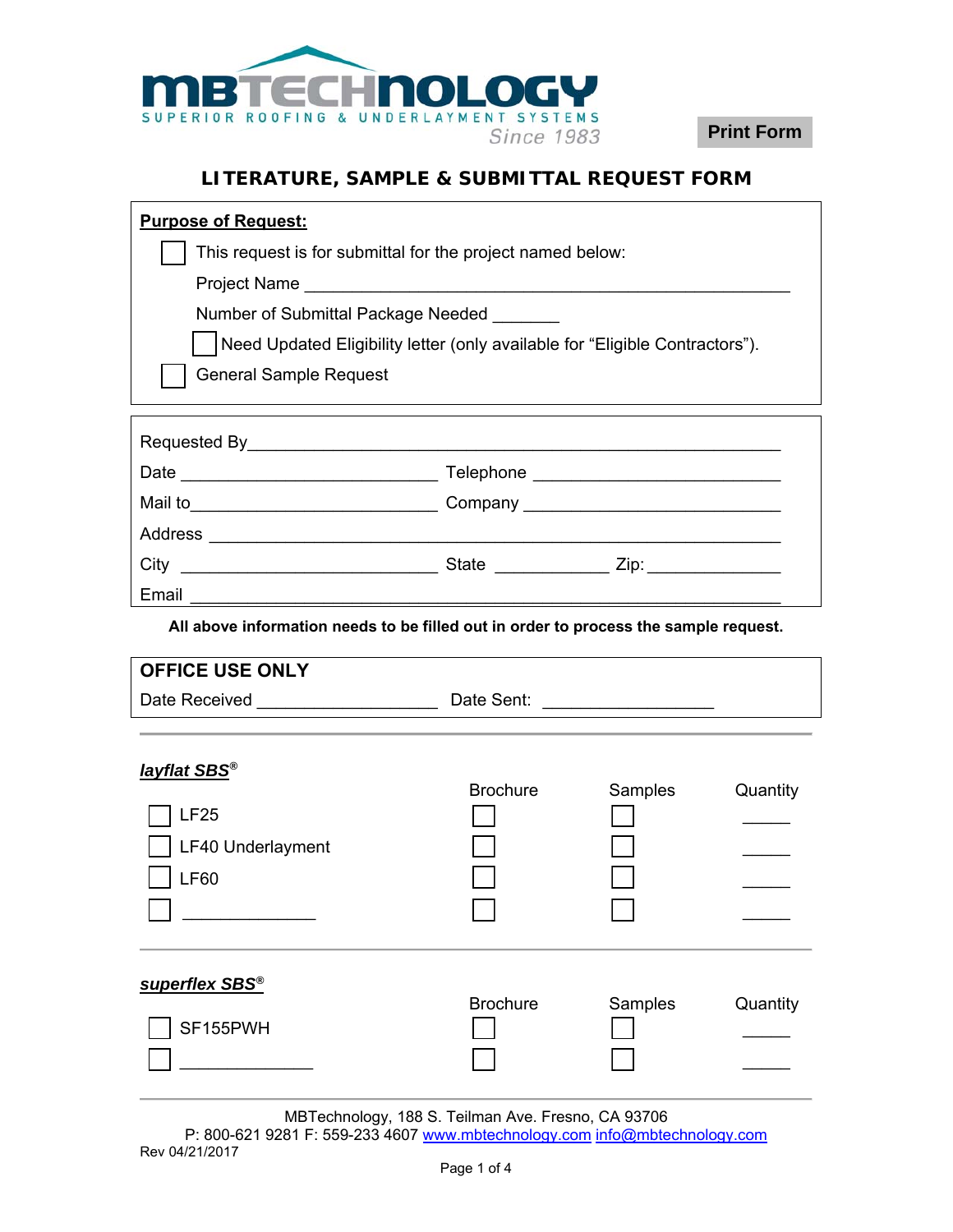MBTECHNOLOGY

SUPERIOR ROOFING & UNDERLAYMENT SYSTEMS

Since 1983

Print Form

# LITERATURE, SAMPLE & SUBMITTAL REQUEST FORM

**Purpose of Request:**

☐ This request is for submittal for the project named below:

Project Name ______________________________________________

Number of Submittal Package Needed _______

☐ Need Updated Eligibility letter (only available for "Eligible Contractors").

☐ General Sample Request

Requested By______________________________________________

Date __________________________ Telephone _________________________

Mail to__________________________ Company _________________________

Address __________________________________________________

City __________________________ State ___________ Zip:_____________

Email ____________________________________________________

**All above information needs to be filled out in order to process the sample request.**

**OFFICE USE ONLY**

Date Received __________________ Date Sent: _________________

***layflat SBS®***

| | Brochure | Samples | Quantity |
|---|---|---|---|
| ☐ LF25 | ☐ | ☐ | _____ |
| ☐ LF40 Underlayment | ☐ | ☐ | _____ |
| ☐ LF60 | ☐ | ☐ | _____ |
| ☐ ______________ | ☐ | ☐ | _____ |

***superflex SBS®***

| | Brochure | Samples | Quantity |
|---|---|---|---|
| ☐ SF155PWH | ☐ | ☐ | _____ |
| ☐ ______________ | ☐ | ☐ | _____ |

MBTechnology, 188 S. Teilman Ave. Fresno, CA 93706

P: 800-621 9281 F: 559-233 4607 www.mbtechnology.com info@mbtechnology.com

Rev 04/21/2017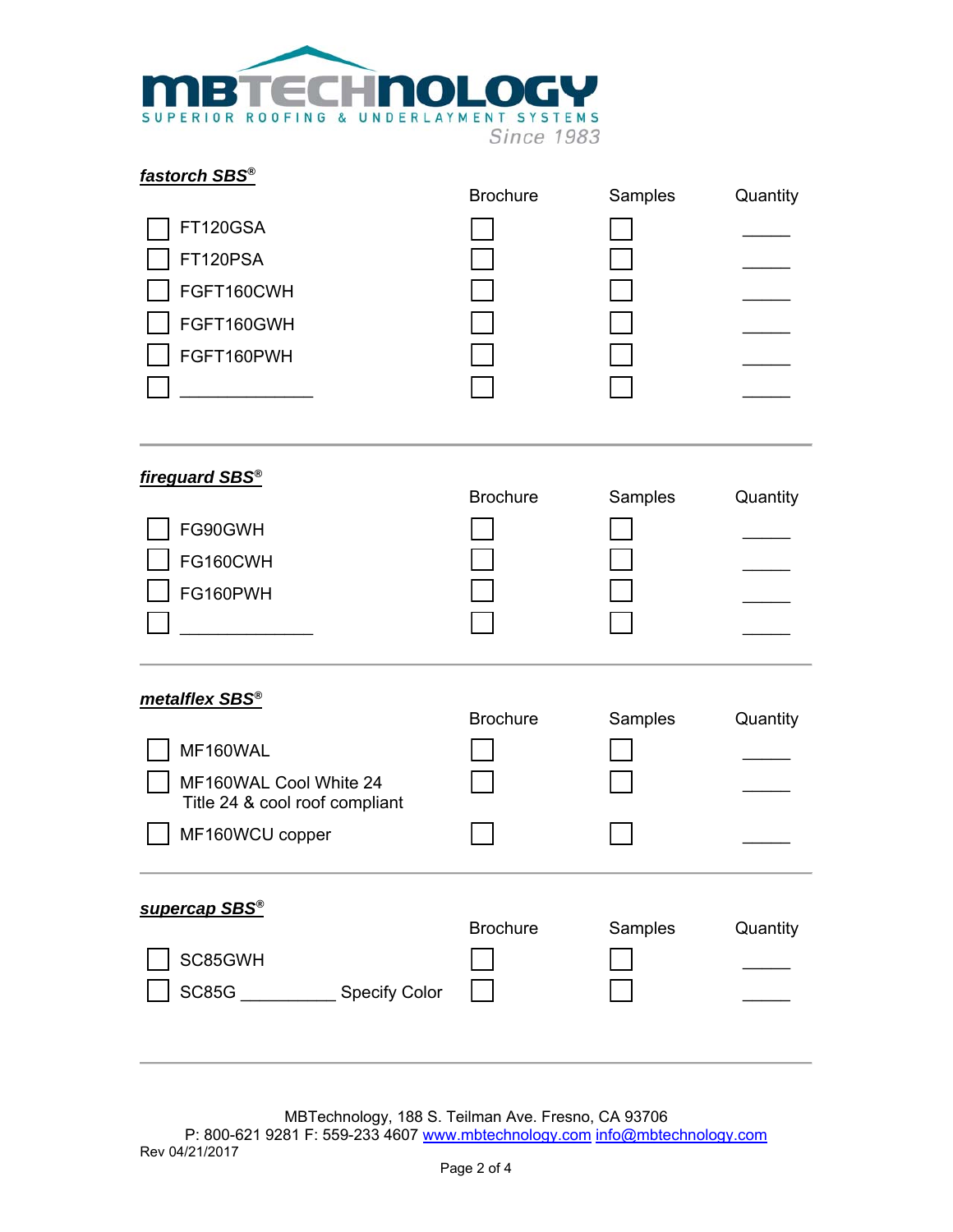**MBTECHNOLOGY**
SUPERIOR ROOFING & UNDERLAYMENT SYSTEMS
*Since 1983*

## ***fastorch SBS®***

| | Brochure | Samples | Quantity |
|---|---|---|---|
| ☐ FT120GSA | ☐ | ☐ | _____ |
| ☐ FT120PSA | ☐ | ☐ | _____ |
| ☐ FGFT160CWH | ☐ | ☐ | _____ |
| ☐ FGFT160GWH | ☐ | ☐ | _____ |
| ☐ FGFT160PWH | ☐ | ☐ | _____ |
| ☐ _______________ | ☐ | ☐ | _____ |

---

## ***fireguard SBS®***

| | Brochure | Samples | Quantity |
|---|---|---|---|
| ☐ FG90GWH | ☐ | ☐ | _____ |
| ☐ FG160CWH | ☐ | ☐ | _____ |
| ☐ FG160PWH | ☐ | ☐ | _____ |
| ☐ _______________ | ☐ | ☐ | _____ |

---

## ***metalflex SBS®***

| | Brochure | Samples | Quantity |
|---|---|---|---|
| ☐ MF160WAL | ☐ | ☐ | _____ |
| ☐ MF160WAL Cool White 24 Title 24 & cool roof compliant | ☐ | ☐ | _____ |
| ☐ MF160WCU copper | ☐ | ☐ | _____ |

---

## ***supercap SBS®***

| | Brochure | Samples | Quantity |
|---|---|---|---|
| ☐ SC85GWH | ☐ | ☐ | _____ |
| ☐ SC85G ___________ Specify Color | ☐ | ☐ | _____ |

---

MBTechnology, 188 S. Teilman Ave. Fresno, CA 93706
P: 800-621 9281 F: 559-233 4607 www.mbtechnology.com info@mbtechnology.com
Rev 04/21/2017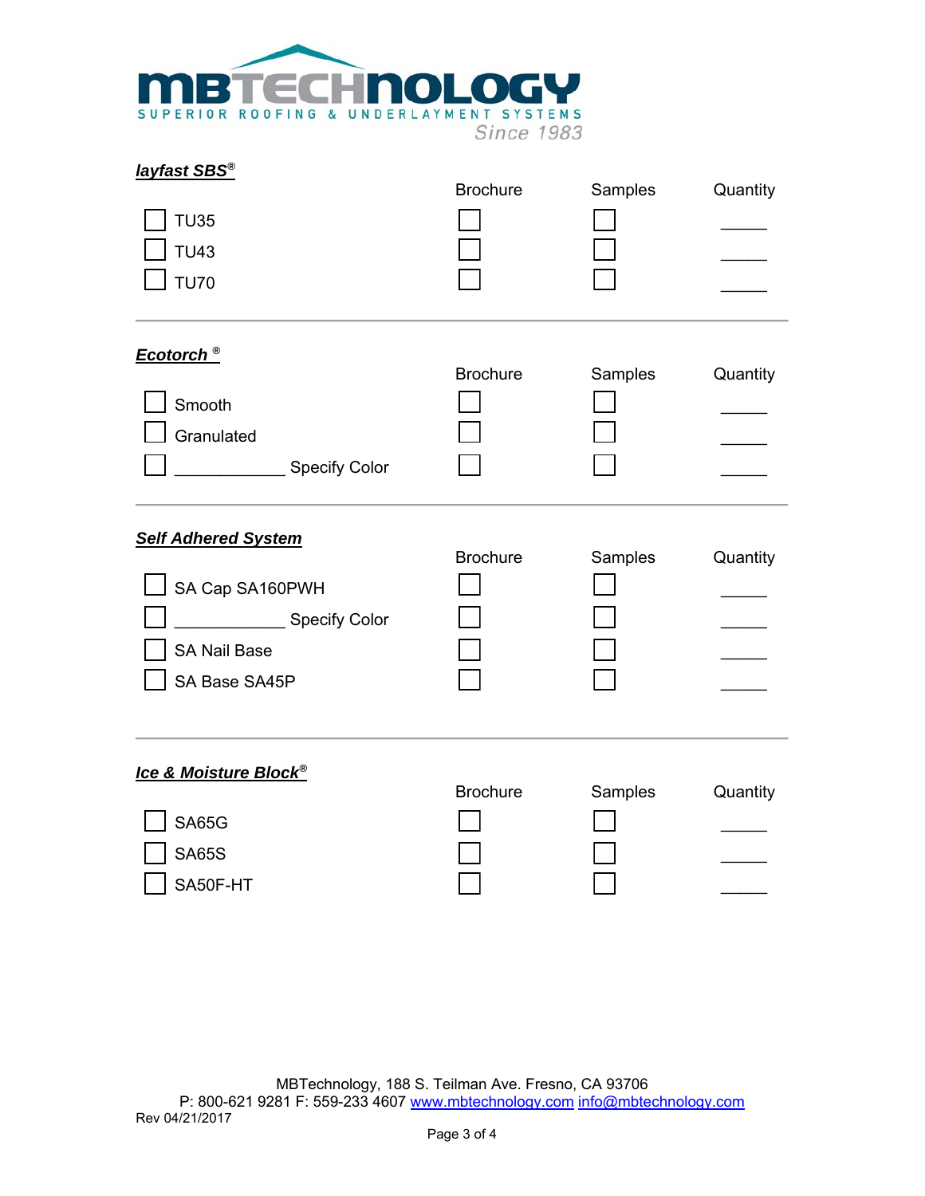**MBTECHNOLOGY**
SUPERIOR ROOFING & UNDERLAYMENT SYSTEMS
Since 1983

## *layfast SBS®*

| | Brochure | Samples | Quantity |
|---|---|---|---|
| ☐ TU35 | ☐ | ☐ | _____ |
| ☐ TU43 | ☐ | ☐ | _____ |
| ☐ TU70 | ☐ | ☐ | _____ |

---

## *Ecotorch ®*

| | Brochure | Samples | Quantity |
|---|---|---|---|
| ☐ Smooth | ☐ | ☐ | _____ |
| ☐ Granulated | ☐ | ☐ | _____ |
| ☐ ____________ Specify Color | ☐ | ☐ | _____ |

---

## *Self Adhered System*

| | Brochure | Samples | Quantity |
|---|---|---|---|
| ☐ SA Cap SA160PWH | ☐ | ☐ | _____ |
| ☐ ____________ Specify Color | ☐ | ☐ | _____ |
| ☐ SA Nail Base | ☐ | ☐ | _____ |
| ☐ SA Base SA45P | ☐ | ☐ | _____ |

---

## *Ice & Moisture Block®*

| | Brochure | Samples | Quantity |
|---|---|---|---|
| ☐ SA65G | ☐ | ☐ | _____ |
| ☐ SA65S | ☐ | ☐ | _____ |
| ☐ SA50F-HT | ☐ | ☐ | _____ |

MBTechnology, 188 S. Teilman Ave. Fresno, CA 93706
P: 800-621 9281 F: 559-233 4607 www.mbtechnology.com info@mbtechnology.com
Rev 04/21/2017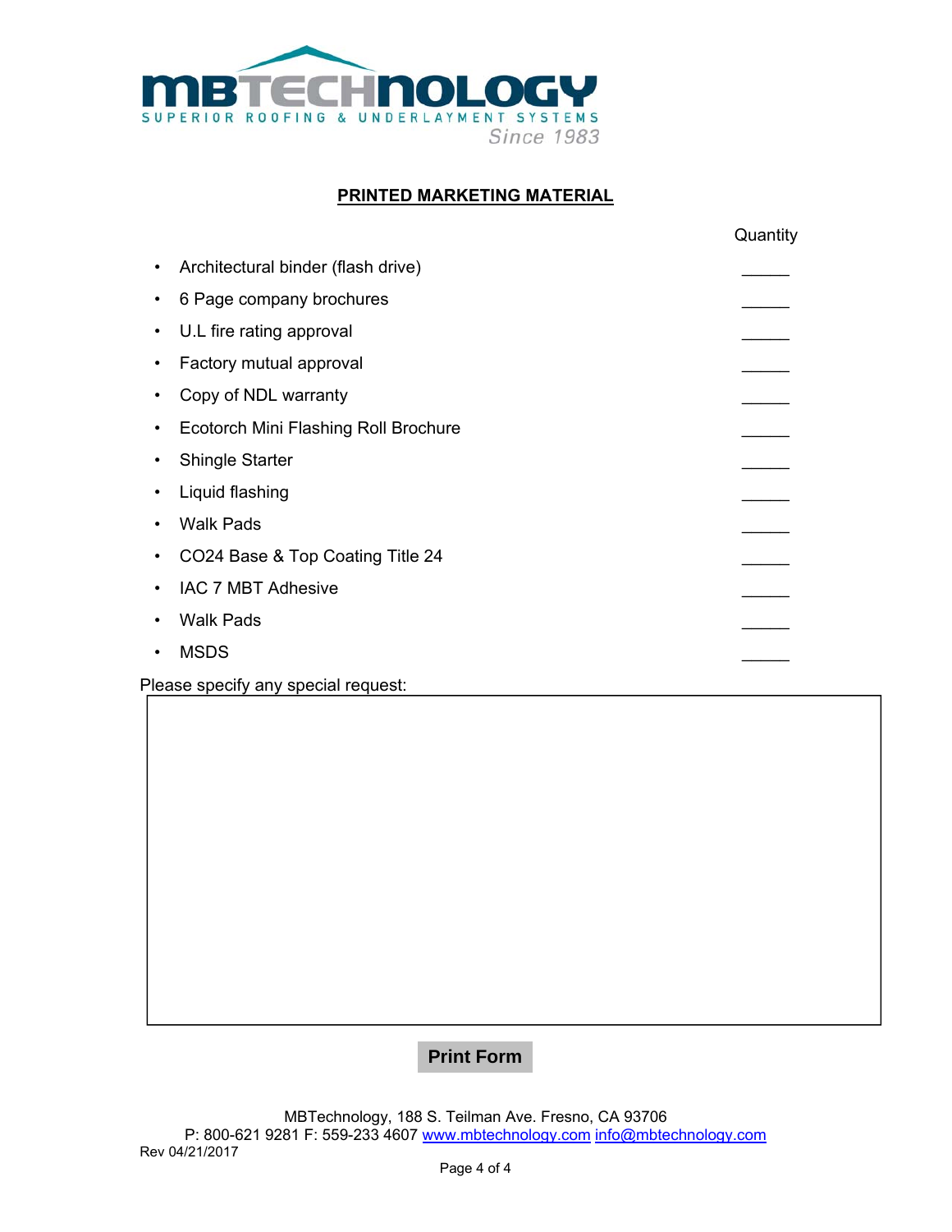MBTECHNOLOGY

SUPERIOR ROOFING & UNDERLAYMENT SYSTEMS

Since 1983

## PRINTED MARKETING MATERIAL

| | Quantity |
|---|---|
| • Architectural binder (flash drive) | _____ |
| • 6 Page company brochures | _____ |
| • U.L fire rating approval | _____ |
| • Factory mutual approval | _____ |
| • Copy of NDL warranty | _____ |
| • Ecotorch Mini Flashing Roll Brochure | _____ |
| • Shingle Starter | _____ |
| • Liquid flashing | _____ |
| • Walk Pads | _____ |
| • CO24 Base & Top Coating Title 24 | _____ |
| • IAC 7 MBT Adhesive | _____ |
| • Walk Pads | _____ |
| • MSDS | _____ |

Please specify any special request:

Print Form

MBTechnology, 188 S. Teilman Ave. Fresno, CA 93706

P: 800-621 9281 F: 559-233 4607 www.mbtechnology.com info@mbtechnology.com

Rev 04/21/2017